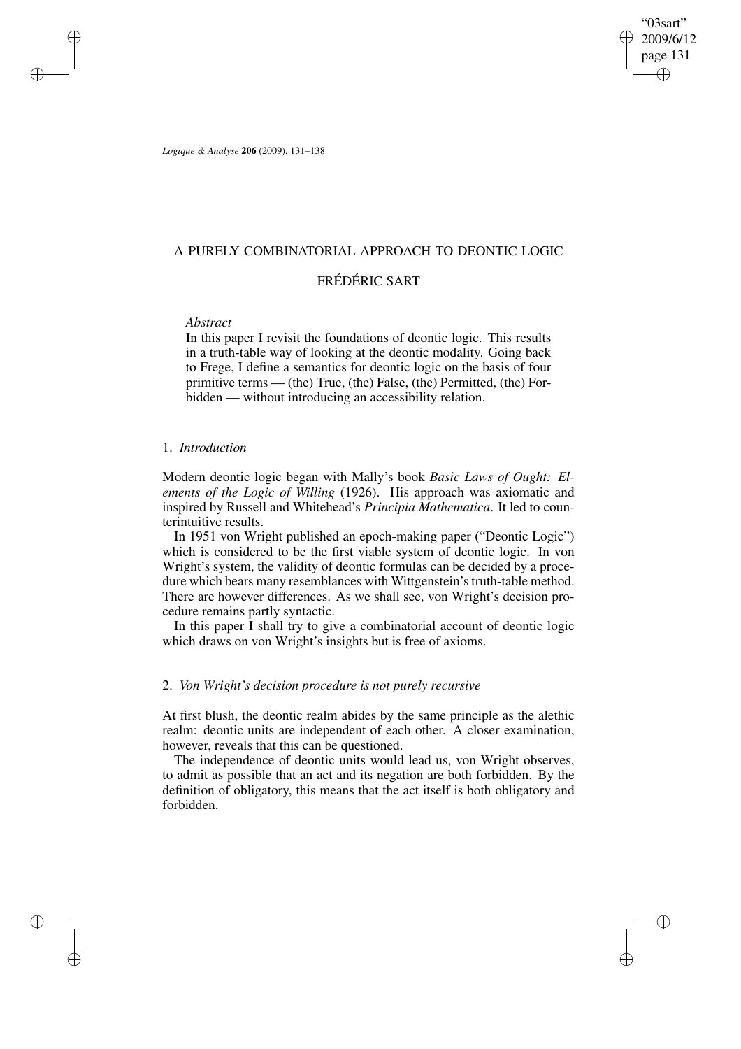# A PURELY COMBINATORIAL APPROACH TO DEONTIC LOGIC

## FRÉDÉRIC SART

*Abstract*

In this paper I revisit the foundations of deontic logic. This results in a truth-table way of looking at the deontic modality. Going back to Frege, I define a semantics for deontic logic on the basis of four primitive terms — (the) True, (the) False, (the) Permitted, (the) Forbidden — without introducing an accessibility relation.

### 1. *Introduction*

Modern deontic logic began with Mally's book *Basic Laws of Ought: Elements of the Logic of Willing* (1926). His approach was axiomatic and inspired by Russell and Whitehead's *Principia Mathematica*. It led to counterintuitive results.

In 1951 von Wright published an epoch-making paper ("Deontic Logic") which is considered to be the first viable system of deontic logic. In von Wright's system, the validity of deontic formulas can be decided by a procedure which bears many resemblances with Wittgenstein's truth-table method. There are however differences. As we shall see, von Wright's decision procedure remains partly syntactic.

In this paper I shall try to give a combinatorial account of deontic logic which draws on von Wright's insights but is free of axioms.

### 2. *Von Wright's decision procedure is not purely recursive*

At first blush, the deontic realm abides by the same principle as the alethic realm: deontic units are independent of each other. A closer examination, however, reveals that this can be questioned.

The independence of deontic units would lead us, von Wright observes, to admit as possible that an act and its negation are both forbidden. By the definition of obligatory, this means that the act itself is both obligatory and forbidden.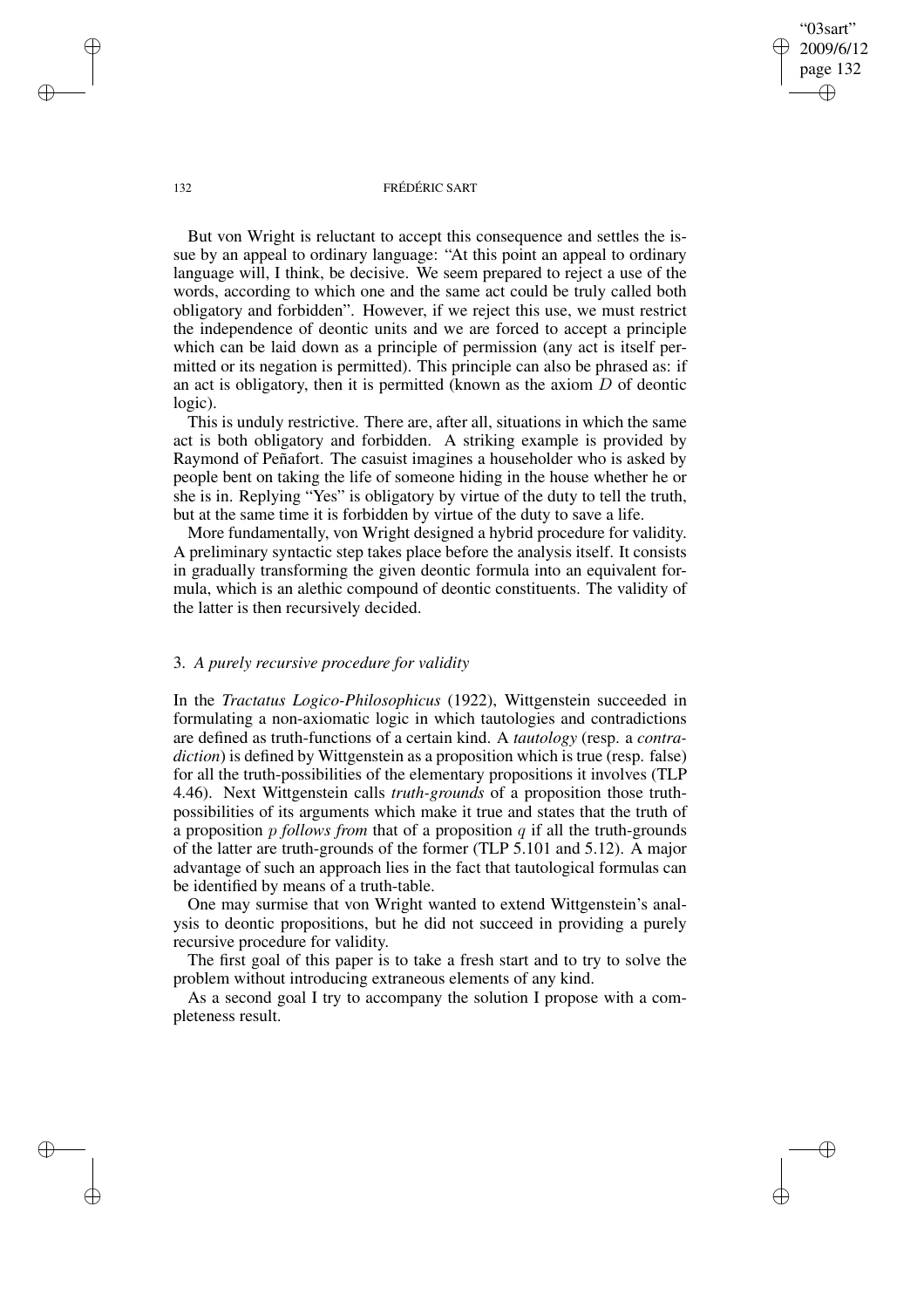But von Wright is reluctant to accept this consequence and settles the issue by an appeal to ordinary language: "At this point an appeal to ordinary language will, I think, be decisive. We seem prepared to reject a use of the words, according to which one and the same act could be truly called both obligatory and forbidden". However, if we reject this use, we must restrict the independence of deontic units and we are forced to accept a principle which can be laid down as a principle of permission (any act is itself permitted or its negation is permitted). This principle can also be phrased as: if an act is obligatory, then it is permitted (known as the axiom $D$ of deontic logic).

This is unduly restrictive. There are, after all, situations in which the same act is both obligatory and forbidden. A striking example is provided by Raymond of Peñafort. The casuist imagines a householder who is asked by people bent on taking the life of someone hiding in the house whether he or she is in. Replying "Yes" is obligatory by virtue of the duty to tell the truth, but at the same time it is forbidden by virtue of the duty to save a life.

More fundamentally, von Wright designed a hybrid procedure for validity. A preliminary syntactic step takes place before the analysis itself. It consists in gradually transforming the given deontic formula into an equivalent formula, which is an alethic compound of deontic constituents. The validity of the latter is then recursively decided.

## 3. *A purely recursive procedure for validity*

In the *Tractatus Logico-Philosophicus* (1922), Wittgenstein succeeded in formulating a non-axiomatic logic in which tautologies and contradictions are defined as truth-functions of a certain kind. A *tautology* (resp. a *contradiction*) is defined by Wittgenstein as a proposition which is true (resp. false) for all the truth-possibilities of the elementary propositions it involves (TLP 4.46). Next Wittgenstein calls *truth-grounds* of a proposition those truth-possibilities of its arguments which make it true and states that the truth of a proposition $p$ *follows from* that of a proposition $q$ if all the truth-grounds of the latter are truth-grounds of the former (TLP 5.101 and 5.12). A major advantage of such an approach lies in the fact that tautological formulas can be identified by means of a truth-table.

One may surmise that von Wright wanted to extend Wittgenstein's analysis to deontic propositions, but he did not succeed in providing a purely recursive procedure for validity.

The first goal of this paper is to take a fresh start and to try to solve the problem without introducing extraneous elements of any kind.

As a second goal I try to accompany the solution I propose with a completeness result.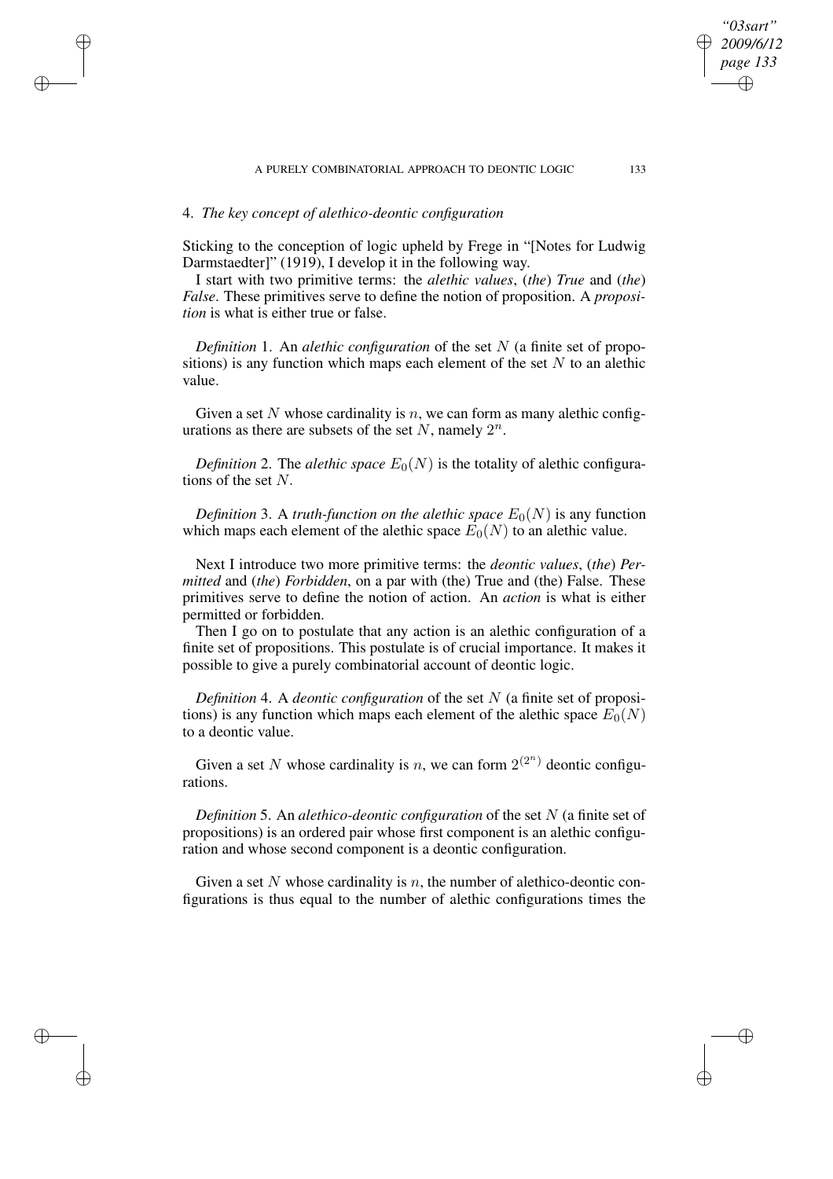## 4. *The key concept of alethico-deontic configuration*

Sticking to the conception of logic upheld by Frege in "[Notes for Ludwig Darmstaedter]" (1919), I develop it in the following way.

I start with two primitive terms: the *alethic values*, (*the*) *True* and (*the*) *False*. These primitives serve to define the notion of proposition. A *proposition* is what is either true or false.

*Definition* 1. An *alethic configuration* of the set $N$ (a finite set of propositions) is any function which maps each element of the set $N$ to an alethic value.

Given a set $N$ whose cardinality is $n$, we can form as many alethic configurations as there are subsets of the set $N$, namely $2^n$.

*Definition* 2. The *alethic space* $E_0(N)$ is the totality of alethic configurations of the set $N$.

*Definition* 3. A *truth-function on the alethic space* $E_0(N)$ is any function which maps each element of the alethic space $E_0(N)$ to an alethic value.

Next I introduce two more primitive terms: the *deontic values*, (*the*) *Permitted* and (*the*) *Forbidden*, on a par with (the) True and (the) False. These primitives serve to define the notion of action. An *action* is what is either permitted or forbidden.

Then I go on to postulate that any action is an alethic configuration of a finite set of propositions. This postulate is of crucial importance. It makes it possible to give a purely combinatorial account of deontic logic.

*Definition* 4. A *deontic configuration* of the set $N$ (a finite set of propositions) is any function which maps each element of the alethic space $E_0(N)$ to a deontic value.

Given a set $N$ whose cardinality is $n$, we can form $2^{(2^n)}$ deontic configurations.

*Definition* 5. An *alethico-deontic configuration* of the set $N$ (a finite set of propositions) is an ordered pair whose first component is an alethic configuration and whose second component is a deontic configuration.

Given a set $N$ whose cardinality is $n$, the number of alethico-deontic configurations is thus equal to the number of alethic configurations times the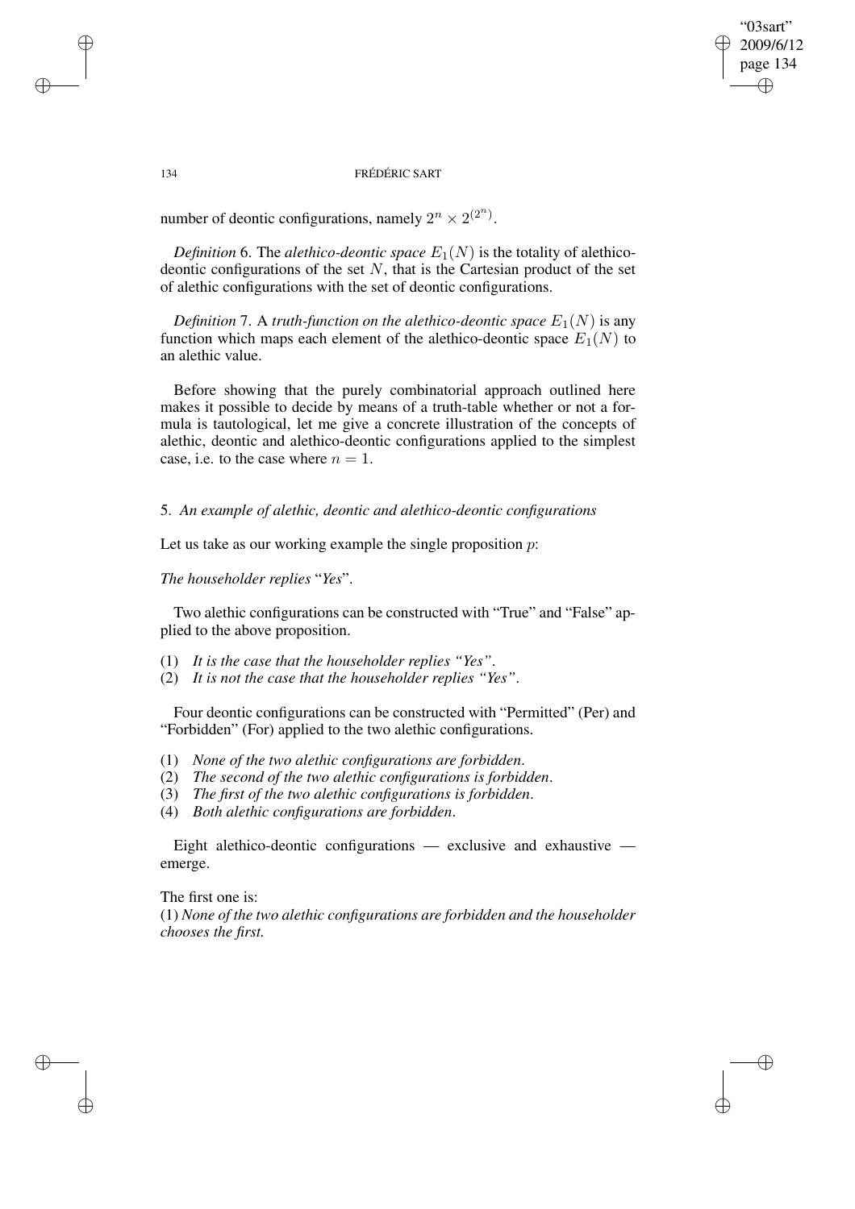number of deontic configurations, namely $2^n \times 2^{(2^n)}$.

*Definition* 6. The *alethico-deontic space* $E_1(N)$ is the totality of alethico-deontic configurations of the set $N$, that is the Cartesian product of the set of alethic configurations with the set of deontic configurations.

*Definition* 7. A *truth-function on the alethico-deontic space* $E_1(N)$ is any function which maps each element of the alethico-deontic space $E_1(N)$ to an alethic value.

Before showing that the purely combinatorial approach outlined here makes it possible to decide by means of a truth-table whether or not a formula is tautological, let me give a concrete illustration of the concepts of alethic, deontic and alethico-deontic configurations applied to the simplest case, i.e. to the case where $n = 1$.

## 5. *An example of alethic, deontic and alethico-deontic configurations*

Let us take as our working example the single proposition $p$:

*The householder replies* "*Yes*".

Two alethic configurations can be constructed with "True" and "False" applied to the above proposition.

(1) *It is the case that the householder replies "Yes"*.
(2) *It is not the case that the householder replies "Yes"*.

Four deontic configurations can be constructed with "Permitted" (Per) and "Forbidden" (For) applied to the two alethic configurations.

(1) *None of the two alethic configurations are forbidden*.
(2) *The second of the two alethic configurations is forbidden*.
(3) *The first of the two alethic configurations is forbidden*.
(4) *Both alethic configurations are forbidden*.

Eight alethico-deontic configurations — exclusive and exhaustive — emerge.

The first one is:
(1) *None of the two alethic configurations are forbidden and the householder chooses the first.*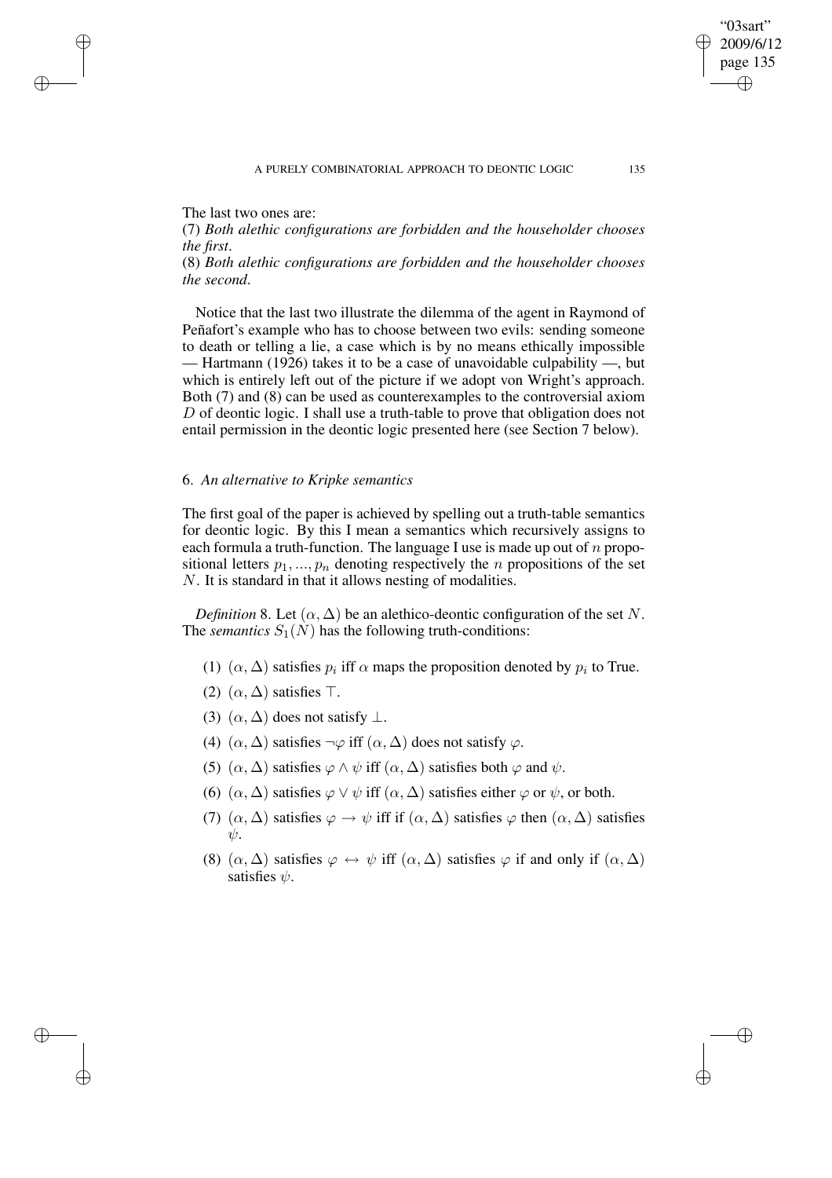The last two ones are:

(7) *Both alethic configurations are forbidden and the householder chooses the first*.

(8) *Both alethic configurations are forbidden and the householder chooses the second*.

Notice that the last two illustrate the dilemma of the agent in Raymond of Peñafort's example who has to choose between two evils: sending someone to death or telling a lie, a case which is by no means ethically impossible — Hartmann (1926) takes it to be a case of unavoidable culpability —, but which is entirely left out of the picture if we adopt von Wright's approach. Both (7) and (8) can be used as counterexamples to the controversial axiom $D$ of deontic logic. I shall use a truth-table to prove that obligation does not entail permission in the deontic logic presented here (see Section 7 below).

## 6. *An alternative to Kripke semantics*

The first goal of the paper is achieved by spelling out a truth-table semantics for deontic logic. By this I mean a semantics which recursively assigns to each formula a truth-function. The language I use is made up out of $n$ propositional letters $p_1, ..., p_n$ denoting respectively the $n$ propositions of the set $N$. It is standard in that it allows nesting of modalities.

*Definition* 8. Let $(\alpha, \Delta)$ be an alethico-deontic configuration of the set $N$. The *semantics* $S_1(N)$ has the following truth-conditions:

(1) $(\alpha, \Delta)$ satisfies $p_i$ iff $\alpha$ maps the proposition denoted by $p_i$ to True.

(2) $(\alpha, \Delta)$ satisfies $\top$.

(3) $(\alpha, \Delta)$ does not satisfy $\bot$.

(4) $(\alpha, \Delta)$ satisfies $\neg\varphi$ iff $(\alpha, \Delta)$ does not satisfy $\varphi$.

(5) $(\alpha, \Delta)$ satisfies $\varphi \wedge \psi$ iff $(\alpha, \Delta)$ satisfies both $\varphi$ and $\psi$.

(6) $(\alpha, \Delta)$ satisfies $\varphi \vee \psi$ iff $(\alpha, \Delta)$ satisfies either $\varphi$ or $\psi$, or both.

(7) $(\alpha, \Delta)$ satisfies $\varphi \rightarrow \psi$ iff if $(\alpha, \Delta)$ satisfies $\varphi$ then $(\alpha, \Delta)$ satisfies $\psi$.

(8) $(\alpha, \Delta)$ satisfies $\varphi \leftrightarrow \psi$ iff $(\alpha, \Delta)$ satisfies $\varphi$ if and only if $(\alpha, \Delta)$ satisfies $\psi$.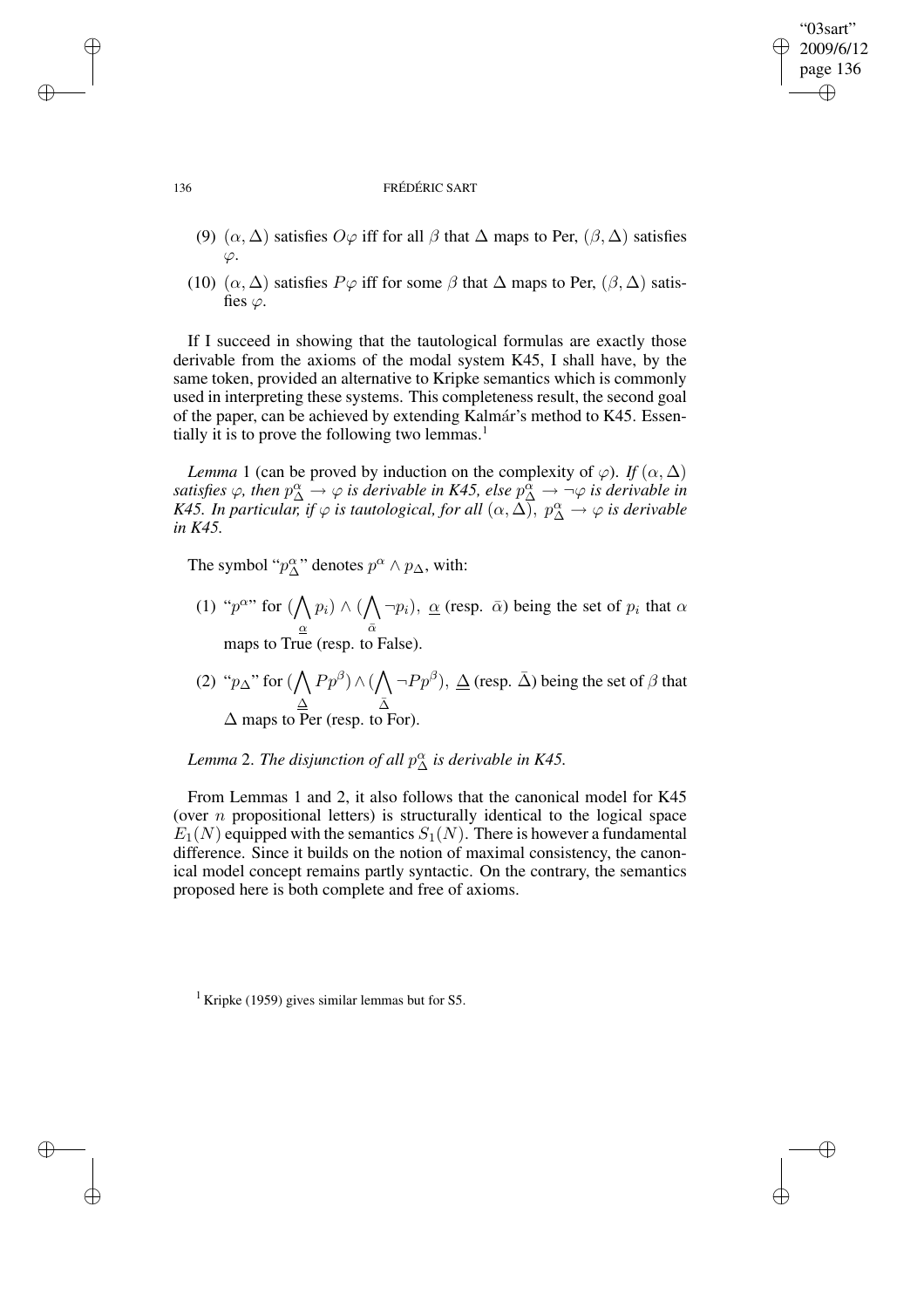(9) $(\alpha, \Delta)$ satisfies $O\varphi$ iff for all $\beta$ that $\Delta$ maps to Per, $(\beta, \Delta)$ satisfies $\varphi$.

(10) $(\alpha, \Delta)$ satisfies $P\varphi$ iff for some $\beta$ that $\Delta$ maps to Per, $(\beta, \Delta)$ satisfies $\varphi$.

If I succeed in showing that the tautological formulas are exactly those derivable from the axioms of the modal system K45, I shall have, by the same token, provided an alternative to Kripke semantics which is commonly used in interpreting these systems. This completeness result, the second goal of the paper, can be achieved by extending Kalmár's method to K45. Essentially it is to prove the following two lemmas.[1]

*Lemma* 1 (can be proved by induction on the complexity of $\varphi$). *If* $(\alpha, \Delta)$ *satisfies* $\varphi$*, then* $p^{\alpha}_{\Delta} \rightarrow \varphi$ *is derivable in K45, else* $p^{\alpha}_{\Delta} \rightarrow \neg\varphi$ *is derivable in K45. In particular, if* $\varphi$ *is tautological, for all* $(\alpha, \Delta)$*,* $p^{\alpha}_{\Delta} \rightarrow \varphi$ *is derivable in K45.*

The symbol "$p^{\alpha}_{\Delta}$" denotes $p^{\alpha} \wedge p_{\Delta}$, with:

(1) "$p^{\alpha}$" for $(\bigwedge_{\underline{\alpha}} p_i) \wedge (\bigwedge_{\bar{\alpha}} \neg p_i)$, $\underline{\alpha}$ (resp. $\bar{\alpha}$) being the set of $p_i$ that $\alpha$ maps to True (resp. to False).

(2) "$p_{\Delta}$" for $(\bigwedge_{\underline{\Delta}} Pp^{\beta}) \wedge (\bigwedge_{\bar{\Delta}} \neg Pp^{\beta})$, $\underline{\Delta}$ (resp. $\bar{\Delta}$) being the set of $\beta$ that $\Delta$ maps to Per (resp. to For).

*Lemma* 2. *The disjunction of all* $p^{\alpha}_{\Delta}$ *is derivable in K45.*

From Lemmas 1 and 2, it also follows that the canonical model for K45 (over $n$ propositional letters) is structurally identical to the logical space $E_1(N)$ equipped with the semantics $S_1(N)$. There is however a fundamental difference. Since it builds on the notion of maximal consistency, the canonical model concept remains partly syntactic. On the contrary, the semantics proposed here is both complete and free of axioms.

[1] Kripke (1959) gives similar lemmas but for S5.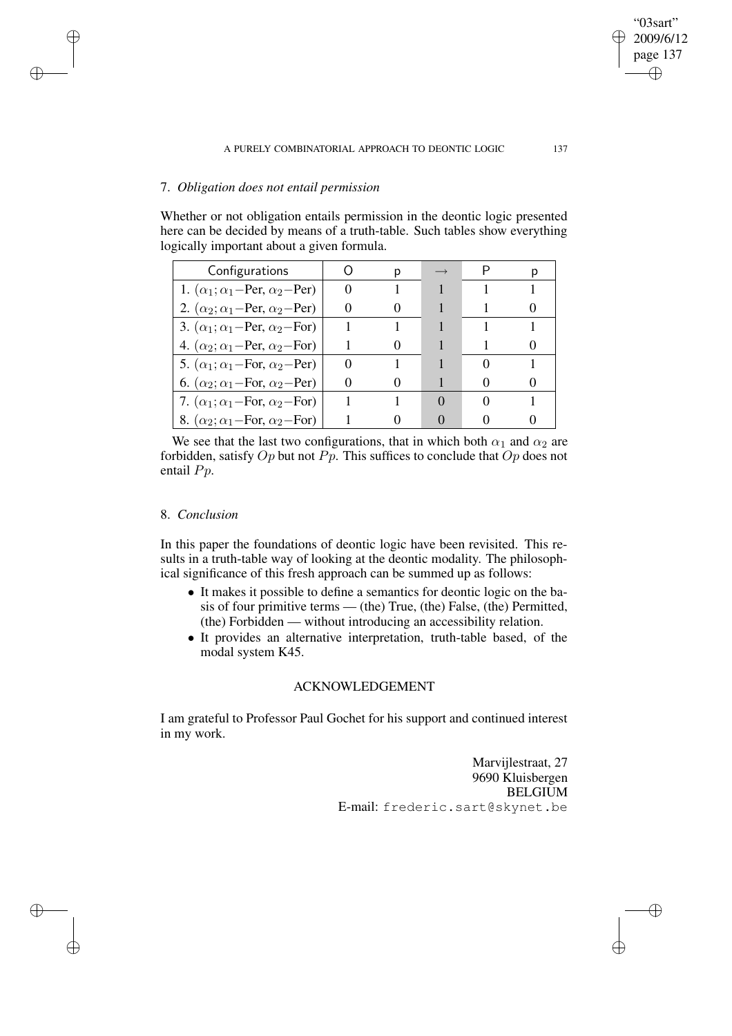## 7. *Obligation does not entail permission*

Whether or not obligation entails permission in the deontic logic presented here can be decided by means of a truth-table. Such tables show everything logically important about a given formula.

| Configurations | O | p | $\rightarrow$ | P | p |
|---|---|---|---|---|---|
| 1. $(\alpha_1; \alpha_1-$Per$, \alpha_2-$Per$)$ | 0 | 1 | 1 | 1 | 1 |
| 2. $(\alpha_2; \alpha_1-$Per$, \alpha_2-$Per$)$ | 0 | 0 | 1 | 1 | 0 |
| 3. $(\alpha_1; \alpha_1-$Per$, \alpha_2-$For$)$ | 1 | 1 | 1 | 1 | 1 |
| 4. $(\alpha_2; \alpha_1-$Per$, \alpha_2-$For$)$ | 1 | 0 | 1 | 1 | 0 |
| 5. $(\alpha_1; \alpha_1-$For$, \alpha_2-$Per$)$ | 0 | 1 | 1 | 0 | 1 |
| 6. $(\alpha_2; \alpha_1-$For$, \alpha_2-$Per$)$ | 0 | 0 | 1 | 0 | 0 |
| 7. $(\alpha_1; \alpha_1-$For$, \alpha_2-$For$)$ | 1 | 1 | 0 | 0 | 1 |
| 8. $(\alpha_2; \alpha_1-$For$, \alpha_2-$For$)$ | 1 | 0 | 0 | 0 | 0 |

We see that the last two configurations, that in which both $\alpha_1$ and $\alpha_2$ are forbidden, satisfy $Op$ but not $Pp$. This suffices to conclude that $Op$ does not entail $Pp$.

## 8. *Conclusion*

In this paper the foundations of deontic logic have been revisited. This results in a truth-table way of looking at the deontic modality. The philosophical significance of this fresh approach can be summed up as follows:

- It makes it possible to define a semantics for deontic logic on the basis of four primitive terms — (the) True, (the) False, (the) Permitted, (the) Forbidden — without introducing an accessibility relation.
- It provides an alternative interpretation, truth-table based, of the modal system K45.

## ACKNOWLEDGEMENT

I am grateful to Professor Paul Gochet for his support and continued interest in my work.

Marvijlestraat, 27
9690 Kluisbergen
BELGIUM
E-mail: frederic.sart@skynet.be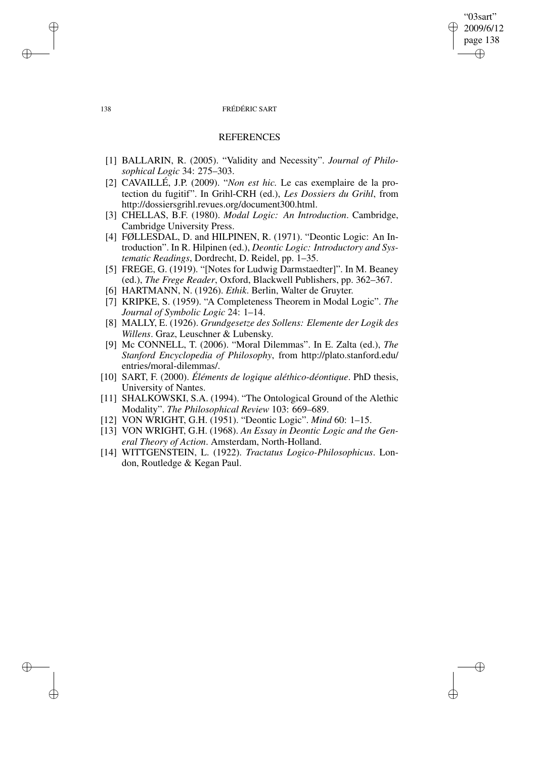## REFERENCES

[1] BALLARIN, R. (2005). "Validity and Necessity". *Journal of Philosophical Logic* 34: 275–303.

[2] CAVAILLÉ, J.P. (2009). "*Non est hic.* Le cas exemplaire de la protection du fugitif". In Grihl-CRH (ed.), *Les Dossiers du Grihl*, from http://dossiersgrihl.revues.org/document300.html.

[3] CHELLAS, B.F. (1980). *Modal Logic: An Introduction*. Cambridge, Cambridge University Press.

[4] FØLLESDAL, D. and HILPINEN, R. (1971). "Deontic Logic: An Introduction". In R. Hilpinen (ed.), *Deontic Logic: Introductory and Systematic Readings*, Dordrecht, D. Reidel, pp. 1–35.

[5] FREGE, G. (1919). "[Notes for Ludwig Darmstaedter]". In M. Beaney (ed.), *The Frege Reader*, Oxford, Blackwell Publishers, pp. 362–367.

[6] HARTMANN, N. (1926). *Ethik*. Berlin, Walter de Gruyter.

[7] KRIPKE, S. (1959). "A Completeness Theorem in Modal Logic". *The Journal of Symbolic Logic* 24: 1–14.

[8] MALLY, E. (1926). *Grundgesetze des Sollens: Elemente der Logik des Willens*. Graz, Leuschner & Lubensky.

[9] Mc CONNELL, T. (2006). "Moral Dilemmas". In E. Zalta (ed.), *The Stanford Encyclopedia of Philosophy*, from http://plato.stanford.edu/entries/moral-dilemmas/.

[10] SART, F. (2000). *Éléments de logique aléthico-déontique*. PhD thesis, University of Nantes.

[11] SHALKOWSKI, S.A. (1994). "The Ontological Ground of the Alethic Modality". *The Philosophical Review* 103: 669–689.

[12] VON WRIGHT, G.H. (1951). "Deontic Logic". *Mind* 60: 1–15.

[13] VON WRIGHT, G.H. (1968). *An Essay in Deontic Logic and the General Theory of Action*. Amsterdam, North-Holland.

[14] WITTGENSTEIN, L. (1922). *Tractatus Logico-Philosophicus*. London, Routledge & Kegan Paul.